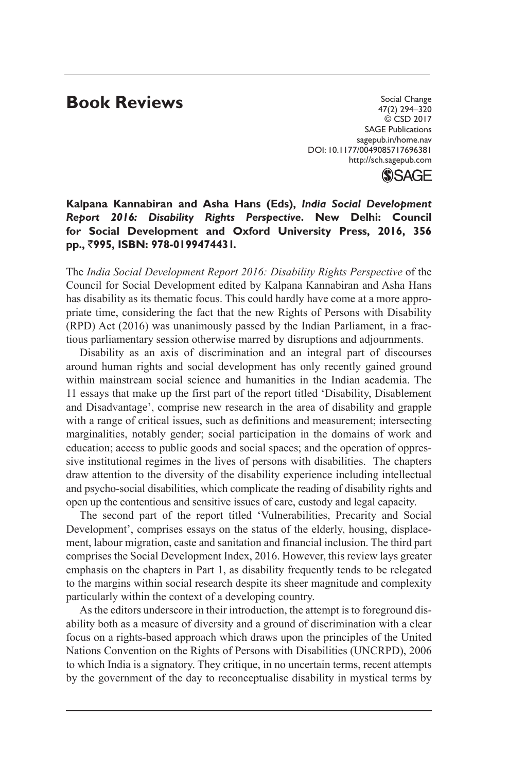# Book Reviews

**Kalpana Kannabiran and Asha Hans (Eds), *India Social Development Report 2016: Disability Rights Perspective*. New Delhi: Council for Social Development and Oxford University Press, 2016, 356 pp., ₹995, ISBN: 978-0199474431.**

The *India Social Development Report 2016: Disability Rights Perspective* of the Council for Social Development edited by Kalpana Kannabiran and Asha Hans has disability as its thematic focus. This could hardly have come at a more appropriate time, considering the fact that the new Rights of Persons with Disability (RPD) Act (2016) was unanimously passed by the Indian Parliament, in a fractious parliamentary session otherwise marred by disruptions and adjournments.

Disability as an axis of discrimination and an integral part of discourses around human rights and social development has only recently gained ground within mainstream social science and humanities in the Indian academia. The 11 essays that make up the first part of the report titled 'Disability, Disablement and Disadvantage', comprise new research in the area of disability and grapple with a range of critical issues, such as definitions and measurement; intersecting marginalities, notably gender; social participation in the domains of work and education; access to public goods and social spaces; and the operation of oppressive institutional regimes in the lives of persons with disabilities. The chapters draw attention to the diversity of the disability experience including intellectual and psycho-social disabilities, which complicate the reading of disability rights and open up the contentious and sensitive issues of care, custody and legal capacity.

The second part of the report titled 'Vulnerabilities, Precarity and Social Development', comprises essays on the status of the elderly, housing, displacement, labour migration, caste and sanitation and financial inclusion. The third part comprises the Social Development Index, 2016. However, this review lays greater emphasis on the chapters in Part 1, as disability frequently tends to be relegated to the margins within social research despite its sheer magnitude and complexity particularly within the context of a developing country.

As the editors underscore in their introduction, the attempt is to foreground disability both as a measure of diversity and a ground of discrimination with a clear focus on a rights-based approach which draws upon the principles of the United Nations Convention on the Rights of Persons with Disabilities (UNCRPD), 2006 to which India is a signatory. They critique, in no uncertain terms, recent attempts by the government of the day to reconceptualise disability in mystical terms by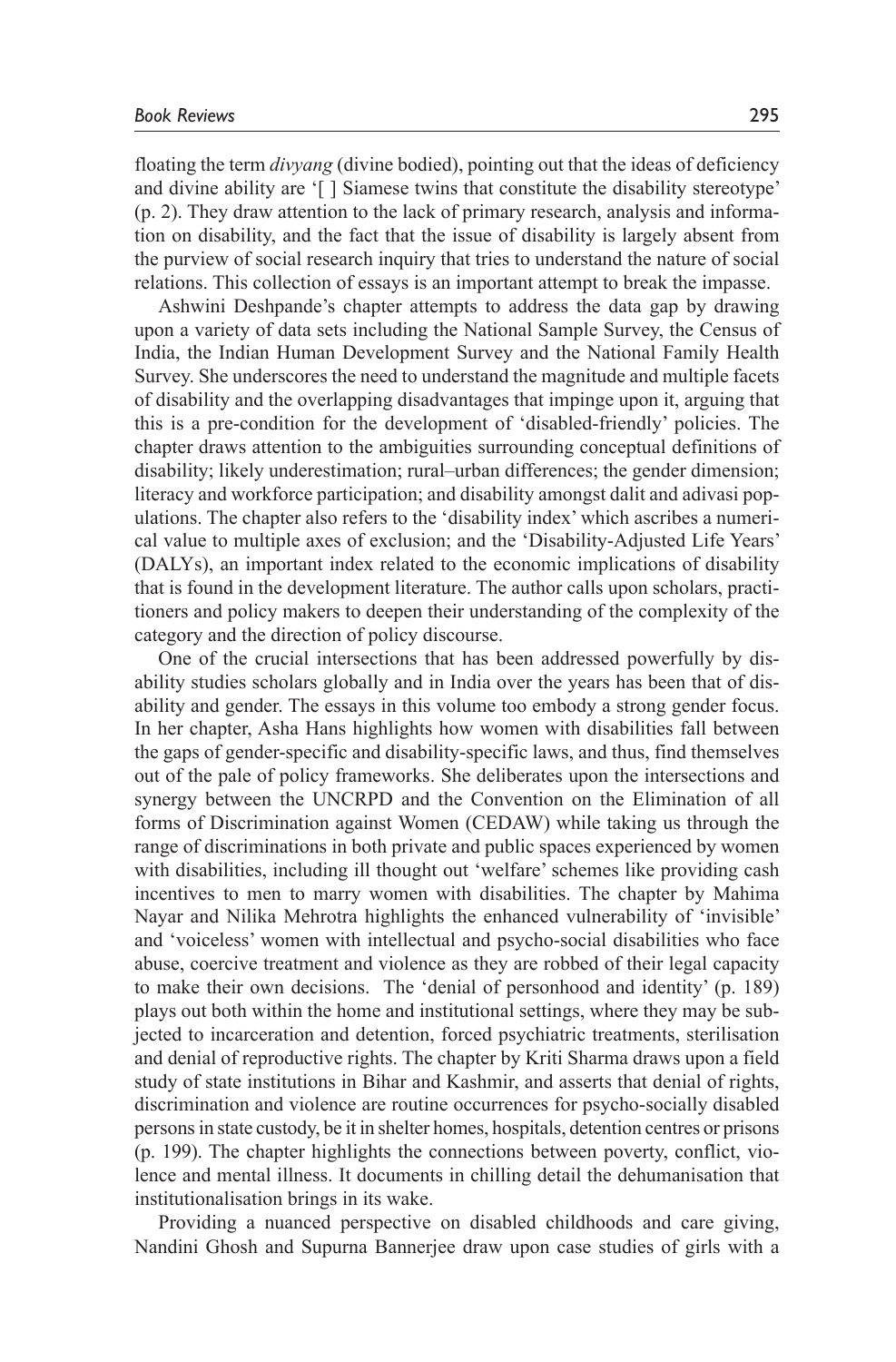floating the term *divyang* (divine bodied), pointing out that the ideas of deficiency and divine ability are '[ ] Siamese twins that constitute the disability stereotype' (p. 2). They draw attention to the lack of primary research, analysis and information on disability, and the fact that the issue of disability is largely absent from the purview of social research inquiry that tries to understand the nature of social relations. This collection of essays is an important attempt to break the impasse.

Ashwini Deshpande's chapter attempts to address the data gap by drawing upon a variety of data sets including the National Sample Survey, the Census of India, the Indian Human Development Survey and the National Family Health Survey. She underscores the need to understand the magnitude and multiple facets of disability and the overlapping disadvantages that impinge upon it, arguing that this is a pre-condition for the development of 'disabled-friendly' policies. The chapter draws attention to the ambiguities surrounding conceptual definitions of disability; likely underestimation; rural–urban differences; the gender dimension; literacy and workforce participation; and disability amongst dalit and adivasi populations. The chapter also refers to the 'disability index' which ascribes a numerical value to multiple axes of exclusion; and the 'Disability-Adjusted Life Years' (DALYs), an important index related to the economic implications of disability that is found in the development literature. The author calls upon scholars, practitioners and policy makers to deepen their understanding of the complexity of the category and the direction of policy discourse.

One of the crucial intersections that has been addressed powerfully by disability studies scholars globally and in India over the years has been that of disability and gender. The essays in this volume too embody a strong gender focus. In her chapter, Asha Hans highlights how women with disabilities fall between the gaps of gender-specific and disability-specific laws, and thus, find themselves out of the pale of policy frameworks. She deliberates upon the intersections and synergy between the UNCRPD and the Convention on the Elimination of all forms of Discrimination against Women (CEDAW) while taking us through the range of discriminations in both private and public spaces experienced by women with disabilities, including ill thought out 'welfare' schemes like providing cash incentives to men to marry women with disabilities. The chapter by Mahima Nayar and Nilika Mehrotra highlights the enhanced vulnerability of 'invisible' and 'voiceless' women with intellectual and psycho-social disabilities who face abuse, coercive treatment and violence as they are robbed of their legal capacity to make their own decisions. The 'denial of personhood and identity' (p. 189) plays out both within the home and institutional settings, where they may be subjected to incarceration and detention, forced psychiatric treatments, sterilisation and denial of reproductive rights. The chapter by Kriti Sharma draws upon a field study of state institutions in Bihar and Kashmir, and asserts that denial of rights, discrimination and violence are routine occurrences for psycho-socially disabled persons in state custody, be it in shelter homes, hospitals, detention centres or prisons (p. 199). The chapter highlights the connections between poverty, conflict, violence and mental illness. It documents in chilling detail the dehumanisation that institutionalisation brings in its wake.

Providing a nuanced perspective on disabled childhoods and care giving, Nandini Ghosh and Supurna Bannerjee draw upon case studies of girls with a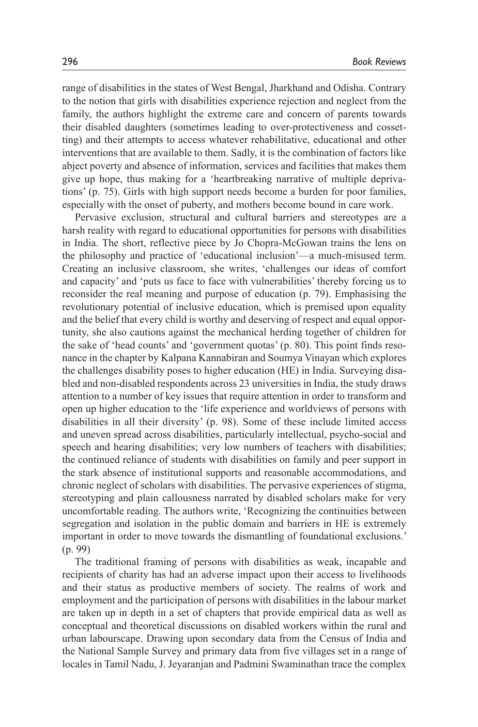range of disabilities in the states of West Bengal, Jharkhand and Odisha. Contrary to the notion that girls with disabilities experience rejection and neglect from the family, the authors highlight the extreme care and concern of parents towards their disabled daughters (sometimes leading to over-protectiveness and cossetting) and their attempts to access whatever rehabilitative, educational and other interventions that are available to them. Sadly, it is the combination of factors like abject poverty and absence of information, services and facilities that makes them give up hope, thus making for a 'heartbreaking narrative of multiple deprivations' (p. 75). Girls with high support needs become a burden for poor families, especially with the onset of puberty, and mothers become bound in care work.

Pervasive exclusion, structural and cultural barriers and stereotypes are a harsh reality with regard to educational opportunities for persons with disabilities in India. The short, reflective piece by Jo Chopra-McGowan trains the lens on the philosophy and practice of 'educational inclusion'—a much-misused term. Creating an inclusive classroom, she writes, 'challenges our ideas of comfort and capacity' and 'puts us face to face with vulnerabilities' thereby forcing us to reconsider the real meaning and purpose of education (p. 79). Emphasising the revolutionary potential of inclusive education, which is premised upon equality and the belief that every child is worthy and deserving of respect and equal opportunity, she also cautions against the mechanical herding together of children for the sake of 'head counts' and 'government quotas' (p. 80). This point finds resonance in the chapter by Kalpana Kannabiran and Soumya Vinayan which explores the challenges disability poses to higher education (HE) in India. Surveying disabled and non-disabled respondents across 23 universities in India, the study draws attention to a number of key issues that require attention in order to transform and open up higher education to the 'life experience and worldviews of persons with disabilities in all their diversity' (p. 98). Some of these include limited access and uneven spread across disabilities, particularly intellectual, psycho-social and speech and hearing disabilities; very low numbers of teachers with disabilities; the continued reliance of students with disabilities on family and peer support in the stark absence of institutional supports and reasonable accommodations, and chronic neglect of scholars with disabilities. The pervasive experiences of stigma, stereotyping and plain callousness narrated by disabled scholars make for very uncomfortable reading. The authors write, 'Recognizing the continuities between segregation and isolation in the public domain and barriers in HE is extremely important in order to move towards the dismantling of foundational exclusions.' (p. 99)

The traditional framing of persons with disabilities as weak, incapable and recipients of charity has had an adverse impact upon their access to livelihoods and their status as productive members of society. The realms of work and employment and the participation of persons with disabilities in the labour market are taken up in depth in a set of chapters that provide empirical data as well as conceptual and theoretical discussions on disabled workers within the rural and urban labourscape. Drawing upon secondary data from the Census of India and the National Sample Survey and primary data from five villages set in a range of locales in Tamil Nadu, J. Jeyaranjan and Padmini Swaminathan trace the complex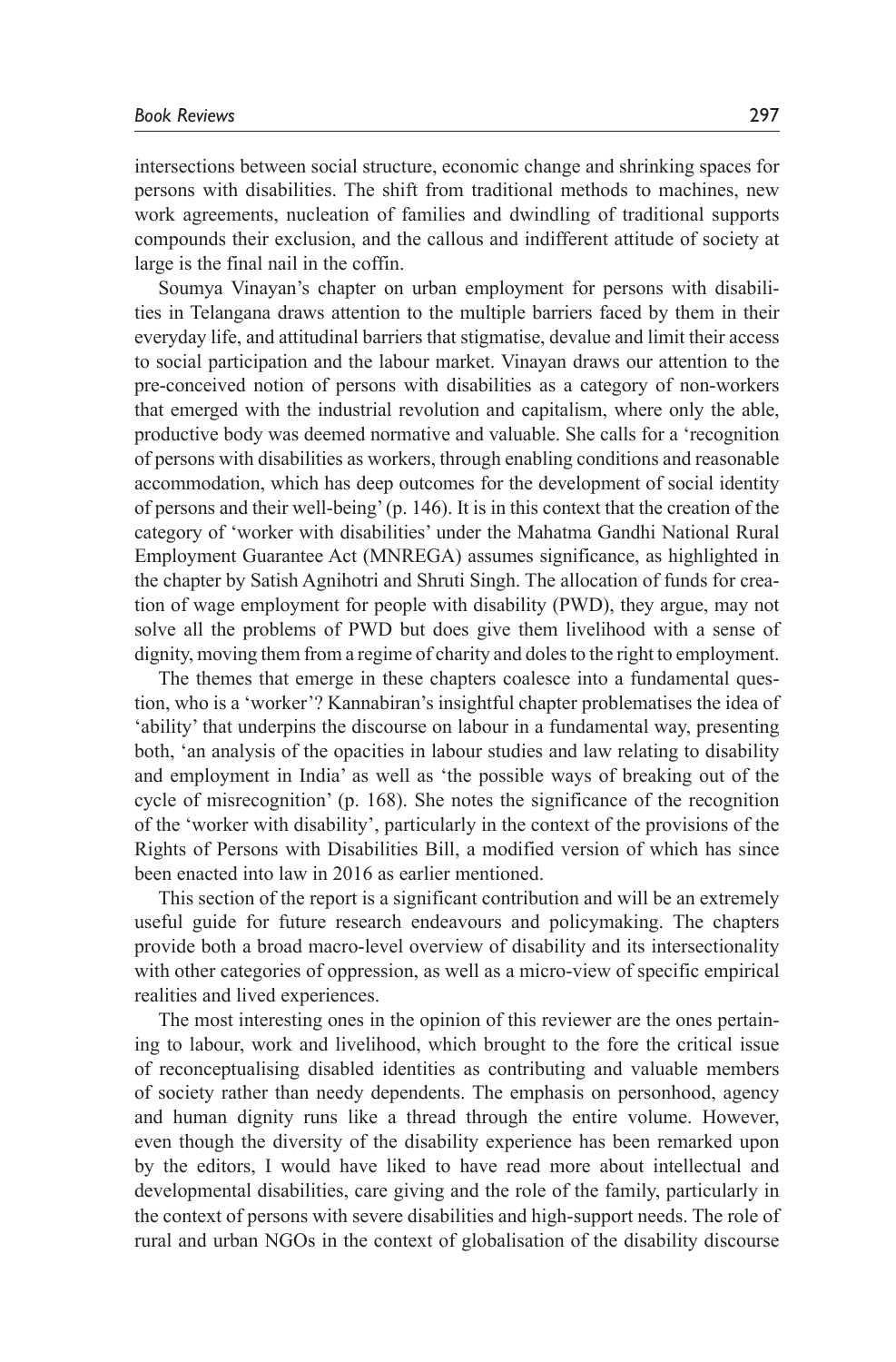intersections between social structure, economic change and shrinking spaces for persons with disabilities. The shift from traditional methods to machines, new work agreements, nucleation of families and dwindling of traditional supports compounds their exclusion, and the callous and indifferent attitude of society at large is the final nail in the coffin.

Soumya Vinayan's chapter on urban employment for persons with disabilities in Telangana draws attention to the multiple barriers faced by them in their everyday life, and attitudinal barriers that stigmatise, devalue and limit their access to social participation and the labour market. Vinayan draws our attention to the pre-conceived notion of persons with disabilities as a category of non-workers that emerged with the industrial revolution and capitalism, where only the able, productive body was deemed normative and valuable. She calls for a 'recognition of persons with disabilities as workers, through enabling conditions and reasonable accommodation, which has deep outcomes for the development of social identity of persons and their well-being' (p. 146). It is in this context that the creation of the category of 'worker with disabilities' under the Mahatma Gandhi National Rural Employment Guarantee Act (MNREGA) assumes significance, as highlighted in the chapter by Satish Agnihotri and Shruti Singh. The allocation of funds for creation of wage employment for people with disability (PWD), they argue, may not solve all the problems of PWD but does give them livelihood with a sense of dignity, moving them from a regime of charity and doles to the right to employment.

The themes that emerge in these chapters coalesce into a fundamental question, who is a 'worker'? Kannabiran's insightful chapter problematises the idea of 'ability' that underpins the discourse on labour in a fundamental way, presenting both, 'an analysis of the opacities in labour studies and law relating to disability and employment in India' as well as 'the possible ways of breaking out of the cycle of misrecognition' (p. 168). She notes the significance of the recognition of the 'worker with disability', particularly in the context of the provisions of the Rights of Persons with Disabilities Bill, a modified version of which has since been enacted into law in 2016 as earlier mentioned.

This section of the report is a significant contribution and will be an extremely useful guide for future research endeavours and policymaking. The chapters provide both a broad macro-level overview of disability and its intersectionality with other categories of oppression, as well as a micro-view of specific empirical realities and lived experiences.

The most interesting ones in the opinion of this reviewer are the ones pertaining to labour, work and livelihood, which brought to the fore the critical issue of reconceptualising disabled identities as contributing and valuable members of society rather than needy dependents. The emphasis on personhood, agency and human dignity runs like a thread through the entire volume. However, even though the diversity of the disability experience has been remarked upon by the editors, I would have liked to have read more about intellectual and developmental disabilities, care giving and the role of the family, particularly in the context of persons with severe disabilities and high-support needs. The role of rural and urban NGOs in the context of globalisation of the disability discourse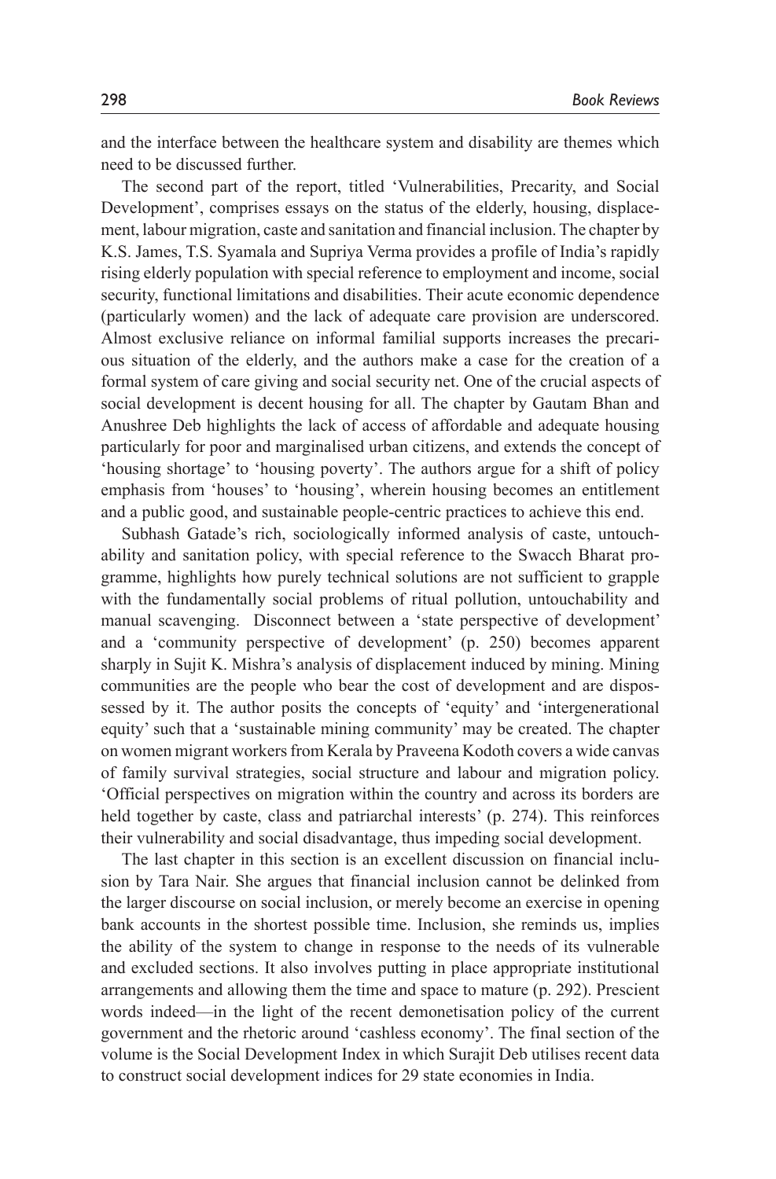and the interface between the healthcare system and disability are themes which need to be discussed further.

The second part of the report, titled 'Vulnerabilities, Precarity, and Social Development', comprises essays on the status of the elderly, housing, displacement, labour migration, caste and sanitation and financial inclusion. The chapter by K.S. James, T.S. Syamala and Supriya Verma provides a profile of India's rapidly rising elderly population with special reference to employment and income, social security, functional limitations and disabilities. Their acute economic dependence (particularly women) and the lack of adequate care provision are underscored. Almost exclusive reliance on informal familial supports increases the precarious situation of the elderly, and the authors make a case for the creation of a formal system of care giving and social security net. One of the crucial aspects of social development is decent housing for all. The chapter by Gautam Bhan and Anushree Deb highlights the lack of access of affordable and adequate housing particularly for poor and marginalised urban citizens, and extends the concept of 'housing shortage' to 'housing poverty'. The authors argue for a shift of policy emphasis from 'houses' to 'housing', wherein housing becomes an entitlement and a public good, and sustainable people-centric practices to achieve this end.

Subhash Gatade's rich, sociologically informed analysis of caste, untouchability and sanitation policy, with special reference to the Swacch Bharat programme, highlights how purely technical solutions are not sufficient to grapple with the fundamentally social problems of ritual pollution, untouchability and manual scavenging. Disconnect between a 'state perspective of development' and a 'community perspective of development' (p. 250) becomes apparent sharply in Sujit K. Mishra's analysis of displacement induced by mining. Mining communities are the people who bear the cost of development and are dispossessed by it. The author posits the concepts of 'equity' and 'intergenerational equity' such that a 'sustainable mining community' may be created. The chapter on women migrant workers from Kerala by Praveena Kodoth covers a wide canvas of family survival strategies, social structure and labour and migration policy. 'Official perspectives on migration within the country and across its borders are held together by caste, class and patriarchal interests' (p. 274). This reinforces their vulnerability and social disadvantage, thus impeding social development.

The last chapter in this section is an excellent discussion on financial inclusion by Tara Nair. She argues that financial inclusion cannot be delinked from the larger discourse on social inclusion, or merely become an exercise in opening bank accounts in the shortest possible time. Inclusion, she reminds us, implies the ability of the system to change in response to the needs of its vulnerable and excluded sections. It also involves putting in place appropriate institutional arrangements and allowing them the time and space to mature (p. 292). Prescient words indeed—in the light of the recent demonetisation policy of the current government and the rhetoric around 'cashless economy'. The final section of the volume is the Social Development Index in which Surajit Deb utilises recent data to construct social development indices for 29 state economies in India.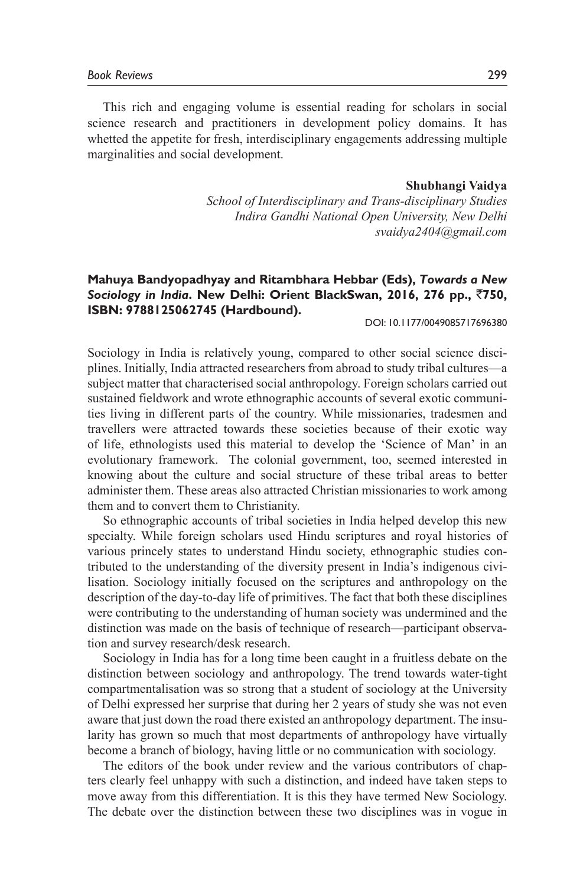This rich and engaging volume is essential reading for scholars in social science research and practitioners in development policy domains. It has whetted the appetite for fresh, interdisciplinary engagements addressing multiple marginalities and social development.

**Shubhangi Vaidya**
*School of Interdisciplinary and Trans-disciplinary Studies*
*Indira Gandhi National Open University, New Delhi*
*svaidya2404@gmail.com*

**Mahuya Bandyopadhyay and Ritambhara Hebbar (Eds), *Towards a New Sociology in India*. New Delhi: Orient BlackSwan, 2016, 276 pp., ₹750, ISBN: 9788125062745 (Hardbound).**

DOI: 10.1177/0049085717696380

Sociology in India is relatively young, compared to other social science disciplines. Initially, India attracted researchers from abroad to study tribal cultures—a subject matter that characterised social anthropology. Foreign scholars carried out sustained fieldwork and wrote ethnographic accounts of several exotic communities living in different parts of the country. While missionaries, tradesmen and travellers were attracted towards these societies because of their exotic way of life, ethnologists used this material to develop the 'Science of Man' in an evolutionary framework. The colonial government, too, seemed interested in knowing about the culture and social structure of these tribal areas to better administer them. These areas also attracted Christian missionaries to work among them and to convert them to Christianity.

So ethnographic accounts of tribal societies in India helped develop this new specialty. While foreign scholars used Hindu scriptures and royal histories of various princely states to understand Hindu society, ethnographic studies contributed to the understanding of the diversity present in India's indigenous civilisation. Sociology initially focused on the scriptures and anthropology on the description of the day-to-day life of primitives. The fact that both these disciplines were contributing to the understanding of human society was undermined and the distinction was made on the basis of technique of research—participant observation and survey research/desk research.

Sociology in India has for a long time been caught in a fruitless debate on the distinction between sociology and anthropology. The trend towards water-tight compartmentalisation was so strong that a student of sociology at the University of Delhi expressed her surprise that during her 2 years of study she was not even aware that just down the road there existed an anthropology department. The insularity has grown so much that most departments of anthropology have virtually become a branch of biology, having little or no communication with sociology.

The editors of the book under review and the various contributors of chapters clearly feel unhappy with such a distinction, and indeed have taken steps to move away from this differentiation. It is this they have termed New Sociology. The debate over the distinction between these two disciplines was in vogue in